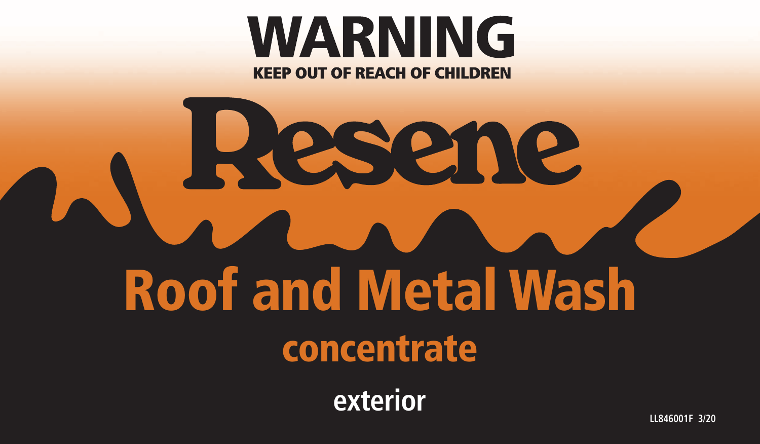# WARNING

**KEEP OUT OF REACH OF CHILDREN**

# Resene

# Roof and Metal Wash

## concentrate

### exterior

LL846001F 3/20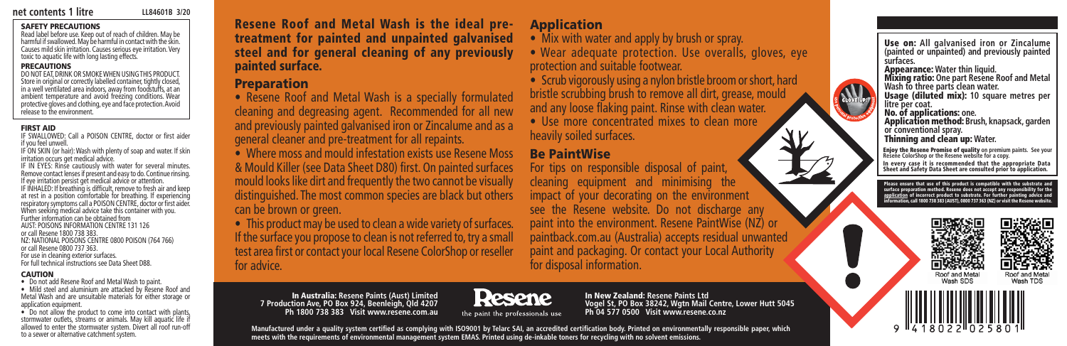net contents 1 litre

LL84601B 3/20

## SAFETY PRECAUTIONS

Read label before use. Keep out of reach of children. May be harmful if swallowed. May be harmful in contact with the skin. Causes mild skin irritation. Causes serious eye irritation. Very toxic to aquatic life with long lasting effects.

## PRECAUTIONS

DO NOT EAT, DRINK OR SMOKE WHEN USING THIS PRODUCT. Store in original or correctly labelled container, tightly closed, in a well ventilated area indoors, away from foodstuffs, at an ambient temperature and avoid freezing conditions. Wear protective gloves and clothing, eye and face protection. Avoid release to the environment.

## FIRST AID

IF SWALLOWED: Call a POISON CENTRE, doctor or first aider if you feel unwell.

IF ON SKIN (or hair): Wash with plenty of soap and water. If skin irritation occurs get medical advice.

IF IN EYES: Rinse cautiously with water for several minutes. Remove contact lenses if present and easy to do. Continue rinsing. If eye irritation persist get medical advice or attention.

IF INHALED: If breathing is difficult, remove to fresh air and keep at rest in a position comfortable for breathing. If experiencing respiratory symptoms call a POISON CENTRE, doctor or first aider. When seeking medical advice take this container with you.

Further information can be obtained from

AUST: POISONS INFORMATION CENTRE 131 126 or call Resene 1800 738 383.

NZ: NATIONAL POISONS CENTRE 0800 POISON (764 766) or call Resene 0800 737 363.

For use in cleaning exterior surfaces.

For full technical instructions see Data Sheet D88.

## CAUTION

- Do not add Resene Roof and Metal Wash to paint.
- Mild steel and aluminium are attacked by Resene Roof and Metal Wash and are unsuitable materials for either storage or application equipment.
- Do not allow the product to come into contact with plants, stormwater outlets, streams or animals. May kill aquatic life if allowed to enter the stormwater system. Divert all roof run-off to a sewer or alternative catchment system.

**Resene Roof and Metal Wash is the ideal pre-treatment for painted and unpainted galvanised steel and for general cleaning of any previously painted surface.**

## Preparation

- Resene Roof and Metal Wash is a specially formulated cleaning and degreasing agent. Recommended for all new and previously painted galvanised iron or Zincalume and as a general cleaner and pre-treatment for all repaints.
- Where moss and mould infestation exists use Resene Moss & Mould Killer (see Data Sheet D80) first. On painted surfaces mould looks like dirt and frequently the two cannot be visually distinguished. The most common species are black but others can be brown or green.
- This product may be used to clean a wide variety of surfaces. If the surface you propose to clean is not referred to, try a small test area first or contact your local Resene ColorShop or reseller for advice.

## Application

- Mix with water and apply by brush or spray.
- Wear adequate protection. Use overalls, gloves, eye protection and suitable footwear.
- Scrub vigorously using a nylon bristle broom or short, hard bristle scrubbing brush to remove all dirt, grease, mould and any loose flaking paint. Rinse with clean water.
- Use more concentrated mixes to clean more heavily soiled surfaces.

## Be PaintWise

For tips on responsible disposal of paint, cleaning equipment and minimising the impact of your decorating on the environment see the Resene website. Do not discharge any paint into the environment. Resene PaintWise (NZ) or paintback.com.au (Australia) accepts residual unwanted paint and packaging. Or contact your Local Authority for disposal information.

**In Australia:** Resene Paints (Aust) Limited
7 Production Ave, PO Box 924, Beenleigh, Qld 4207
Ph 1800 738 383 Visit www.resene.com.au

Resene
the paint the professionals use

**In New Zealand:** Resene Paints Ltd
Vogel St, PO Box 38242, Wgtn Mail Centre, Lower Hutt 5045
Ph 04 577 0500 Visit www.resene.co.nz

Manufactured under a quality system certified as complying with ISO9001 by Telarc SAI, an accredited certification body. Printed on environmentally responsible paper, which meets with the requirements of environmental management system EMAS. Printed using de-inkable toners for recycling with no solvent emissions.

**Use on:** All galvanised iron or Zincalume (painted or unpainted) and previously painted surfaces.

**Appearance:** Water thin liquid.

**Mixing ratio:** One part Resene Roof and Metal Wash to three parts clean water.

**Usage (diluted mix):** 10 square metres per litre per coat.

**No. of applications:** one.

**Application method:** Brush, knapsack, garden or conventional spray.

**Thinning and clean up:** Water.

Enjoy the Resene Promise of quality on premium paints. See your Resene ColorShop or the Resene website for a copy.

In every case it is recommended that the appropriate Data Sheet and Safety Data Sheet are consulted prior to application.

Please ensure that use of this product is compatible with the substrate and surface preparation method. Resene does not accept any responsibility for the application of incorrect product to substrate. For further painting advice and information, call 1800 738 383 (AUST), 0800 737 363 (NZ) or visit the Resene website.

Roof and Metal Wash SDS

Roof and Metal Wash TDS

9 418022 025801